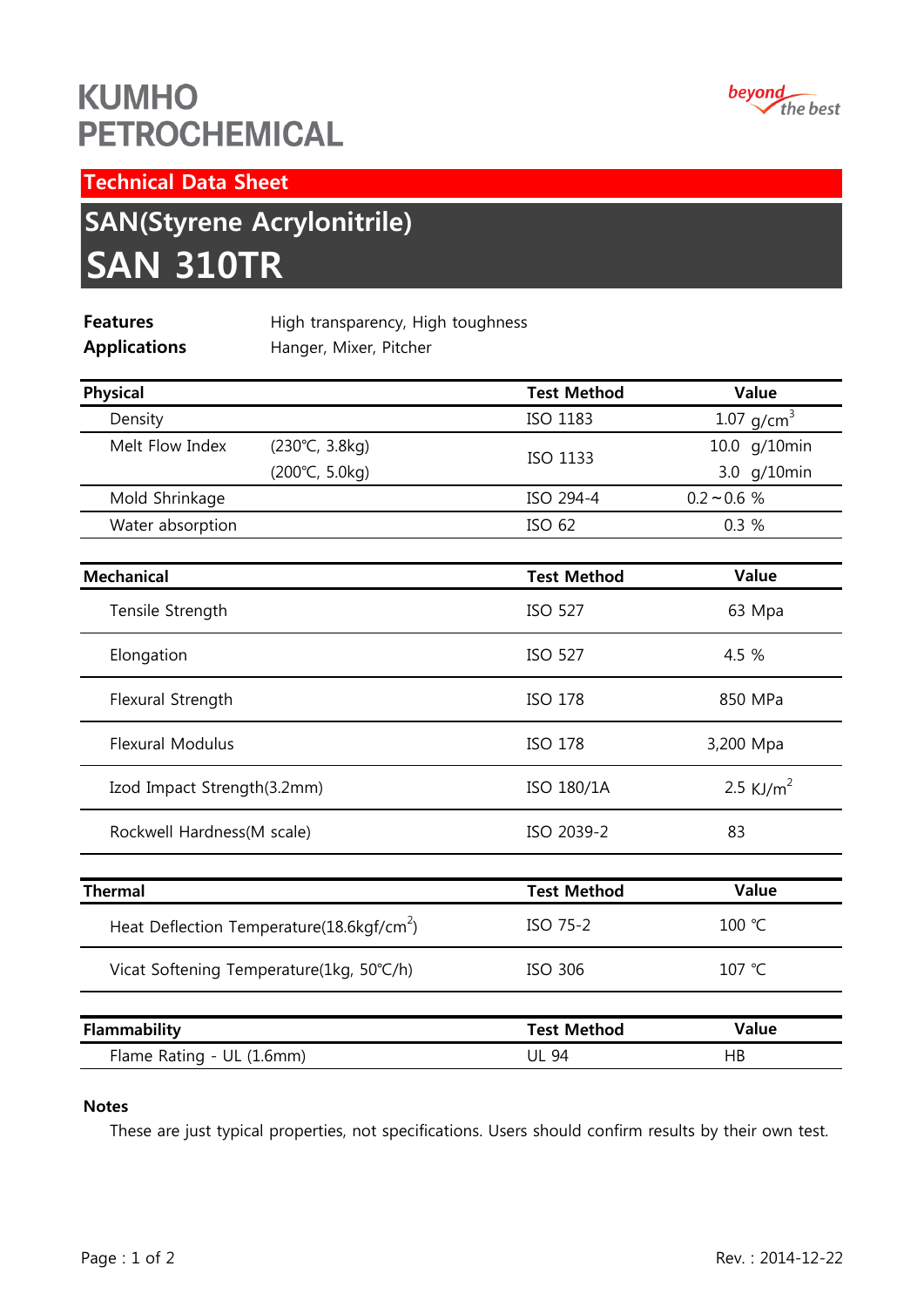# KUMHO PETROCHEMICAL

beyond the best

## Technical Data Sheet

# SAN(Styrene Acrylonitrile)
# SAN 310TR

**Features** High transparency, High toughness

**Applications** Hanger, Mixer, Pitcher

| Physical | | Test Method | Value |
|---|---|---|---|
| Density | | ISO 1183 | 1.07 $g/cm^3$ |
| Melt Flow Index | (230℃, 3.8kg) | ISO 1133 | 10.0 g/10min |
| | (200℃, 5.0kg) | | 3.0 g/10min |
| Mold Shrinkage | | ISO 294-4 | 0.2～0.6 % |
| Water absorption | | ISO 62 | 0.3 % |

| Mechanical | Test Method | Value |
|---|---|---|
| Tensile Strength | ISO 527 | 63 Mpa |
| Elongation | ISO 527 | 4.5 % |
| Flexural Strength | ISO 178 | 850 MPa |
| Flexural Modulus | ISO 178 | 3,200 Mpa |
| Izod Impact Strength(3.2mm) | ISO 180/1A | 2.5 $KJ/m^2$ |
| Rockwell Hardness(M scale) | ISO 2039-2 | 83 |

| Thermal | Test Method | Value |
|---|---|---|
| Heat Deflection Temperature(18.6kgf/$cm^2$) | ISO 75-2 | 100 ℃ |
| Vicat Softening Temperature(1kg, 50℃/h) | ISO 306 | 107 ℃ |

| Flammability | Test Method | Value |
|---|---|---|
| Flame Rating - UL (1.6mm) | UL 94 | HB |

**Notes**

These are just typical properties, not specifications. Users should confirm results by their own test.

Rev. : 2014-12-22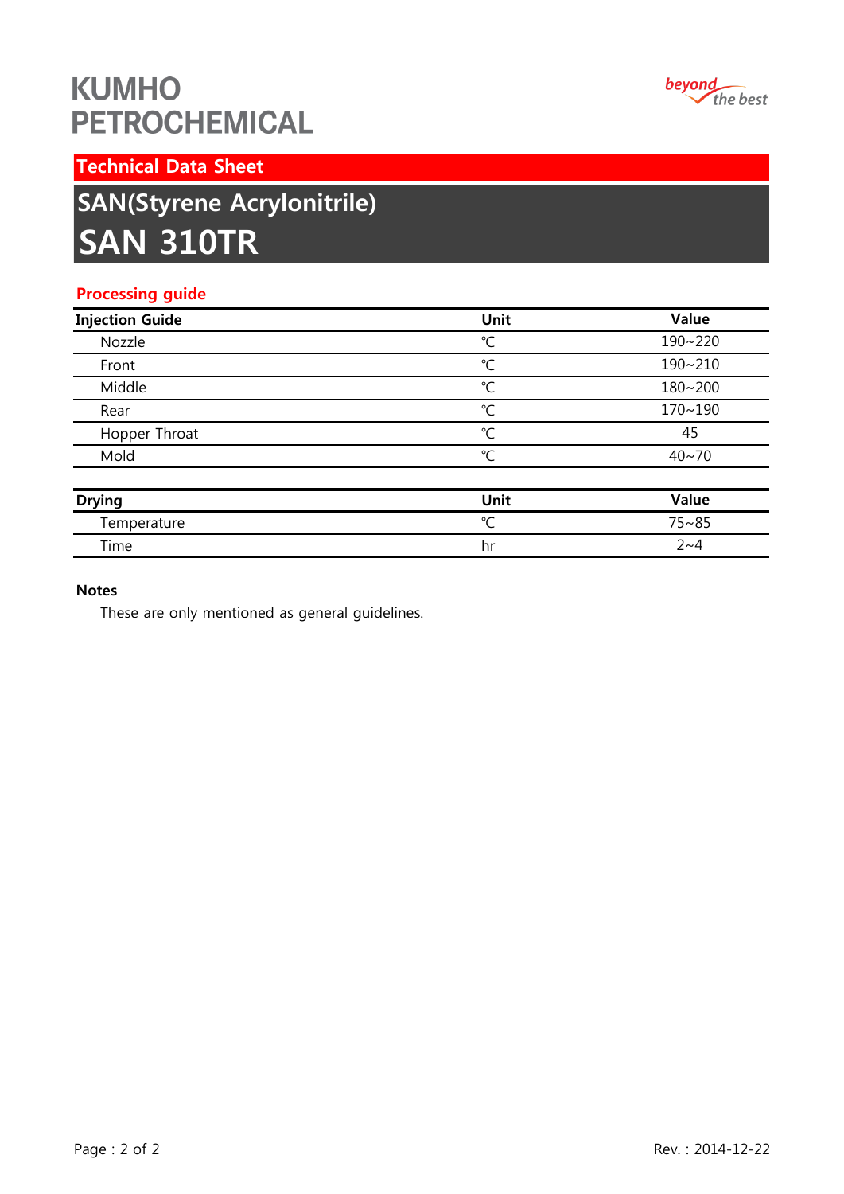# KUMHO PETROCHEMICAL

beyond the best

## Technical Data Sheet

# SAN(Styrene Acrylonitrile)
# SAN 310TR

### Processing guide

| Injection Guide | Unit | Value |
|---|---|---|
| Nozzle | ℃ | 190~220 |
| Front | ℃ | 190~210 |
| Middle | ℃ | 180~200 |
| Rear | ℃ | 170~190 |
| Hopper Throat | ℃ | 45 |
| Mold | ℃ | 40~70 |

| Drying | Unit | Value |
|---|---|---|
| Temperature | ℃ | 75~85 |
| Time | hr | 2~4 |

**Notes**

These are only mentioned as general guidelines.

Rev. : 2014-12-22